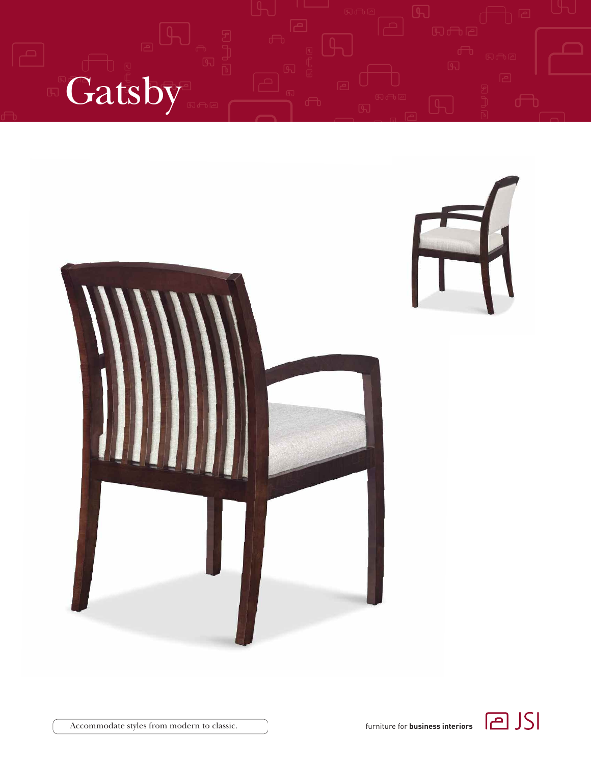# Gatsby

Accommodate styles from modern to classic.

furniture for **business interiors**

JSI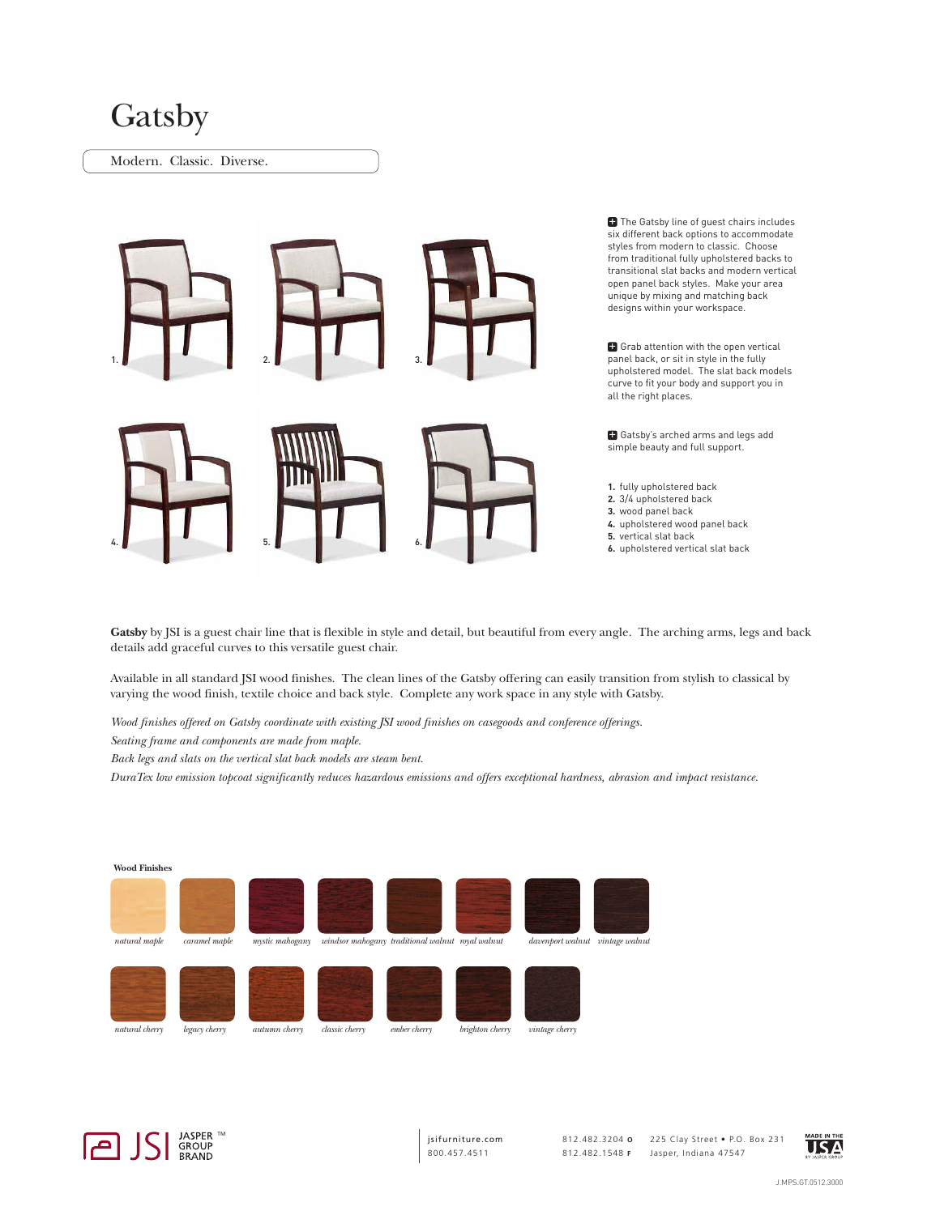# Gatsby

Modern. Classic. Diverse.

1. 2. 3.

4. 5. 6.

The Gatsby line of guest chairs includes six different back options to accommodate styles from modern to classic. Choose from traditional fully upholstered backs to transitional slat backs and modern vertical open panel back styles. Make your area unique by mixing and matching back designs within your workspace.

Grab attention with the open vertical panel back, or sit in style in the fully upholstered model. The slat back models curve to fit your body and support you in all the right places.

Gatsby's arched arms and legs add simple beauty and full support.

1. fully upholstered back
2. 3/4 upholstered back
3. wood panel back
4. upholstered wood panel back
5. vertical slat back
6. upholstered vertical slat back

**Gatsby** by JSI is a guest chair line that is flexible in style and detail, but beautiful from every angle. The arching arms, legs and back details add graceful curves to this versatile guest chair.

Available in all standard JSI wood finishes. The clean lines of the Gatsby offering can easily transition from stylish to classical by varying the wood finish, textile choice and back style. Complete any work space in any style with Gatsby.

*Wood finishes offered on Gatsby coordinate with existing JSI wood finishes on casegoods and conference offerings.*

*Seating frame and components are made from maple.*

*Back legs and slats on the vertical slat back models are steam bent.*

*DuraTex low emission topcoat significantly reduces hazardous emissions and offers exceptional hardness, abrasion and impact resistance.*

**Wood Finishes**

*natural maple* *caramel maple* *mystic mahogany* *windsor mahogany* *traditional walnut* *royal walnut* *davenport walnut* *vintage walnut*

*natural cherry* *legacy cherry* *autumn cherry* *classic cherry* *ember cherry* *brighton cherry* *vintage cherry*

JSI JASPER GROUP BRAND ™

jsifurniture.com
800.457.4511

812.482.3204 **O**
812.482.1548 **F**

225 Clay Street • P.O. Box 231
Jasper, Indiana 47547

MADE IN THE USA BY JASPER GROUP

J.MPS.GT.0512.3000